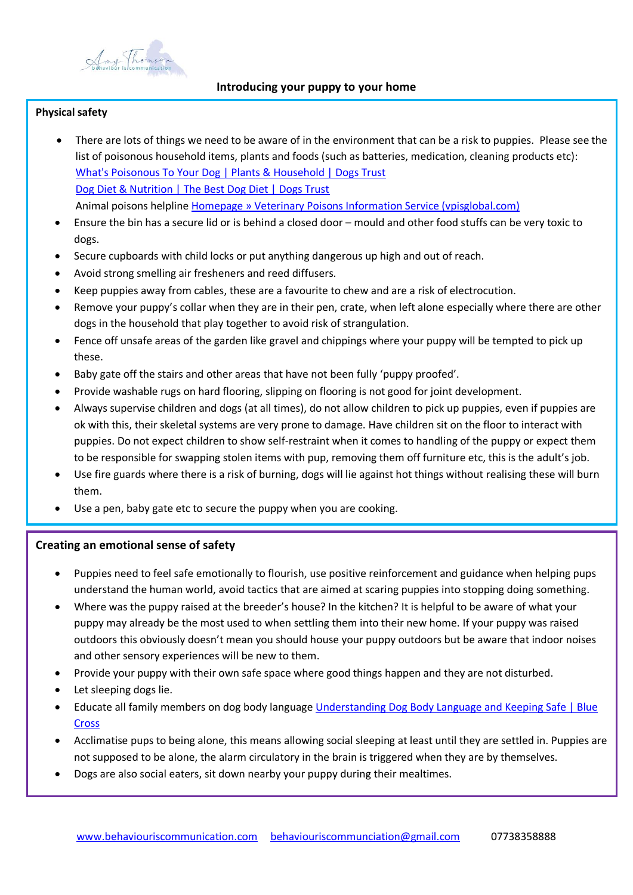# Introducing your puppy to your home

## Physical safety

- There are lots of things we need to be aware of in the environment that can be a risk to puppies. Please see the list of poisonous household items, plants and foods (such as batteries, medication, cleaning products etc):
  [What's Poisonous To Your Dog | Plants & Household | Dogs Trust]
  [Dog Diet & Nutrition | The Best Dog Diet | Dogs Trust]
  Animal poisons helpline [Homepage » Veterinary Poisons Information Service (vpisglobal.com)]
- Ensure the bin has a secure lid or is behind a closed door – mould and other food stuffs can be very toxic to dogs.
- Secure cupboards with child locks or put anything dangerous up high and out of reach.
- Avoid strong smelling air fresheners and reed diffusers.
- Keep puppies away from cables, these are a favourite to chew and are a risk of electrocution.
- Remove your puppy's collar when they are in their pen, crate, when left alone especially where there are other dogs in the household that play together to avoid risk of strangulation.
- Fence off unsafe areas of the garden like gravel and chippings where your puppy will be tempted to pick up these.
- Baby gate off the stairs and other areas that have not been fully 'puppy proofed'.
- Provide washable rugs on hard flooring, slipping on flooring is not good for joint development.
- Always supervise children and dogs (at all times), do not allow children to pick up puppies, even if puppies are ok with this, their skeletal systems are very prone to damage. Have children sit on the floor to interact with puppies. Do not expect children to show self-restraint when it comes to handling of the puppy or expect them to be responsible for swapping stolen items with pup, removing them off furniture etc, this is the adult's job.
- Use fire guards where there is a risk of burning, dogs will lie against hot things without realising these will burn them.
- Use a pen, baby gate etc to secure the puppy when you are cooking.

## Creating an emotional sense of safety

- Puppies need to feel safe emotionally to flourish, use positive reinforcement and guidance when helping pups understand the human world, avoid tactics that are aimed at scaring puppies into stopping doing something.
- Where was the puppy raised at the breeder's house? In the kitchen? It is helpful to be aware of what your puppy may already be the most used to when settling them into their new home. If your puppy was raised outdoors this obviously doesn't mean you should house your puppy outdoors but be aware that indoor noises and other sensory experiences will be new to them.
- Provide your puppy with their own safe space where good things happen and they are not disturbed.
- Let sleeping dogs lie.
- Educate all family members on dog body language [Understanding Dog Body Language and Keeping Safe | Blue Cross]
- Acclimatise pups to being alone, this means allowing social sleeping at least until they are settled in. Puppies are not supposed to be alone, the alarm circulatory in the brain is triggered when they are by themselves.
- Dogs are also social eaters, sit down nearby your puppy during their mealtimes.

www.behaviouriscommunication.com behaviouriscommunciation@gmail.com 07738358888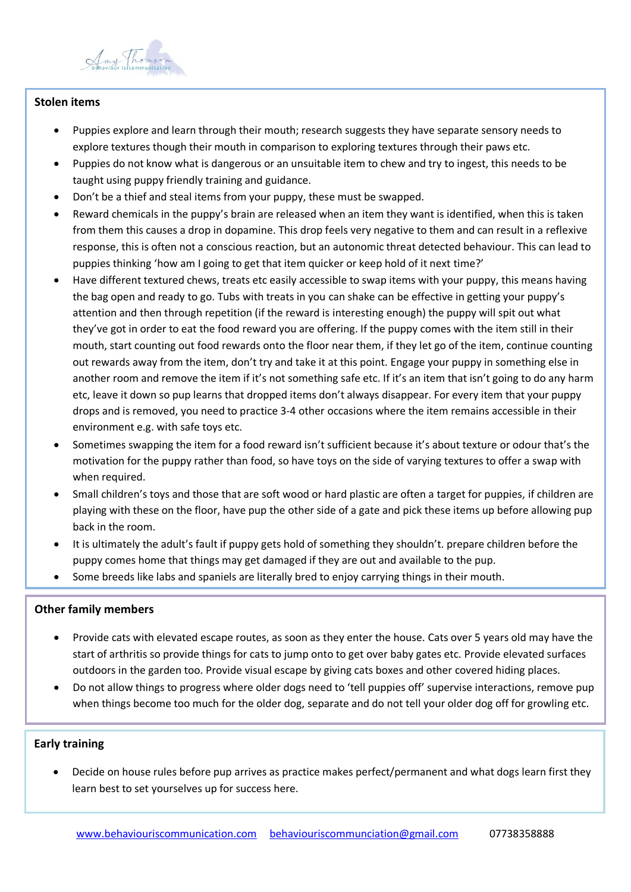## Stolen items

- Puppies explore and learn through their mouth; research suggests they have separate sensory needs to explore textures though their mouth in comparison to exploring textures through their paws etc.
- Puppies do not know what is dangerous or an unsuitable item to chew and try to ingest, this needs to be taught using puppy friendly training and guidance.
- Don't be a thief and steal items from your puppy, these must be swapped.
- Reward chemicals in the puppy's brain are released when an item they want is identified, when this is taken from them this causes a drop in dopamine. This drop feels very negative to them and can result in a reflexive response, this is often not a conscious reaction, but an autonomic threat detected behaviour. This can lead to puppies thinking 'how am I going to get that item quicker or keep hold of it next time?'
- Have different textured chews, treats etc easily accessible to swap items with your puppy, this means having the bag open and ready to go. Tubs with treats in you can shake can be effective in getting your puppy's attention and then through repetition (if the reward is interesting enough) the puppy will spit out what they've got in order to eat the food reward you are offering. If the puppy comes with the item still in their mouth, start counting out food rewards onto the floor near them, if they let go of the item, continue counting out rewards away from the item, don't try and take it at this point. Engage your puppy in something else in another room and remove the item if it's not something safe etc. If it's an item that isn't going to do any harm etc, leave it down so pup learns that dropped items don't always disappear. For every item that your puppy drops and is removed, you need to practice 3-4 other occasions where the item remains accessible in their environment e.g. with safe toys etc.
- Sometimes swapping the item for a food reward isn't sufficient because it's about texture or odour that's the motivation for the puppy rather than food, so have toys on the side of varying textures to offer a swap with when required.
- Small children's toys and those that are soft wood or hard plastic are often a target for puppies, if children are playing with these on the floor, have pup the other side of a gate and pick these items up before allowing pup back in the room.
- It is ultimately the adult's fault if puppy gets hold of something they shouldn't. prepare children before the puppy comes home that things may get damaged if they are out and available to the pup.
- Some breeds like labs and spaniels are literally bred to enjoy carrying things in their mouth.

## Other family members

- Provide cats with elevated escape routes, as soon as they enter the house. Cats over 5 years old may have the start of arthritis so provide things for cats to jump onto to get over baby gates etc. Provide elevated surfaces outdoors in the garden too. Provide visual escape by giving cats boxes and other covered hiding places.
- Do not allow things to progress where older dogs need to 'tell puppies off' supervise interactions, remove pup when things become too much for the older dog, separate and do not tell your older dog off for growling etc.

## Early training

- Decide on house rules before pup arrives as practice makes perfect/permanent and what dogs learn first they learn best to set yourselves up for success here.